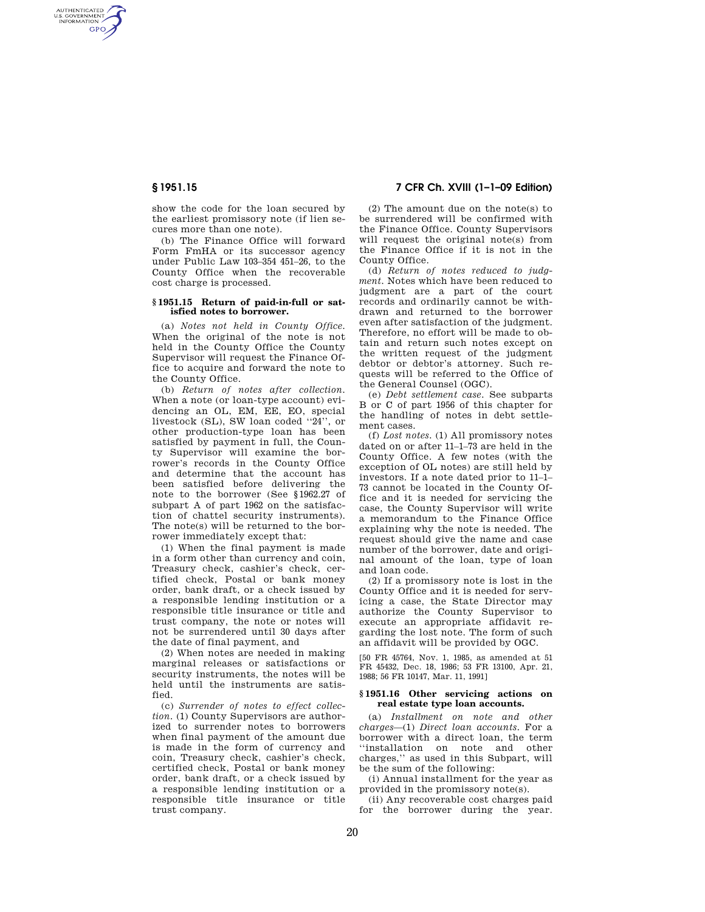show the code for the loan secured by the earliest promissory note (if lien secures more than one note).

(b) The Finance Office will forward Form FmHA or its successor agency under Public Law 103–354 451–26, to the County Office when the recoverable cost charge is processed.

## § 1951.15 Return of paid-in-full or satisfied notes to borrower.

(a) *Notes not held in County Office.* When the original of the note is not held in the County Office the County Supervisor will request the Finance Office to acquire and forward the note to the County Office.

(b) *Return of notes after collection.* When a note (or loan-type account) evidencing an OL, EM, EE, EO, special livestock (SL), SW loan coded ''24'', or other production-type loan has been satisfied by payment in full, the County Supervisor will examine the borrower's records in the County Office and determine that the account has been satisfied before delivering the note to the borrower (See §1962.27 of subpart A of part 1962 on the satisfaction of chattel security instruments). The note(s) will be returned to the borrower immediately except that:

(1) When the final payment is made in a form other than currency and coin, Treasury check, cashier's check, certified check, Postal or bank money order, bank draft, or a check issued by a responsible lending institution or a responsible title insurance or title and trust company, the note or notes will not be surrendered until 30 days after the date of final payment, and

(2) When notes are needed in making marginal releases or satisfactions or security instruments, the notes will be held until the instruments are satisfied.

(c) *Surrender of notes to effect collection.* (1) County Supervisors are authorized to surrender notes to borrowers when final payment of the amount due is made in the form of currency and coin, Treasury check, cashier's check, certified check, Postal or bank money order, bank draft, or a check issued by a responsible lending institution or a responsible title insurance or title trust company.

(2) The amount due on the note(s) to be surrendered will be confirmed with the Finance Office. County Supervisors will request the original note(s) from the Finance Office if it is not in the County Office.

(d) *Return of notes reduced to judgment.* Notes which have been reduced to judgment are a part of the court records and ordinarily cannot be withdrawn and returned to the borrower even after satisfaction of the judgment. Therefore, no effort will be made to obtain and return such notes except on the written request of the judgment debtor or debtor's attorney. Such requests will be referred to the Office of the General Counsel (OGC).

(e) *Debt settlement case.* See subparts B or C of part 1956 of this chapter for the handling of notes in debt settlement cases.

(f) *Lost notes.* (1) All promissory notes dated on or after 11–1–73 are held in the County Office. A few notes (with the exception of OL notes) are still held by investors. If a note dated prior to 11–1–73 cannot be located in the County Office and it is needed for servicing the case, the County Supervisor will write a memorandum to the Finance Office explaining why the note is needed. The request should give the name and case number of the borrower, date and original amount of the loan, type of loan and loan code.

(2) If a promissory note is lost in the County Office and it is needed for servicing a case, the State Director may authorize the County Supervisor to execute an appropriate affidavit regarding the lost note. The form of such an affidavit will be provided by OGC.

[50 FR 45764, Nov. 1, 1985, as amended at 51 FR 45432, Dec. 18, 1986; 53 FR 13100, Apr. 21, 1988; 56 FR 10147, Mar. 11, 1991]

## § 1951.16 Other servicing actions on real estate type loan accounts.

(a) *Installment on note and other charges*—(1) *Direct loan accounts.* For a borrower with a direct loan, the term ''installation on note and other charges,'' as used in this Subpart, will be the sum of the following:

(i) Annual installment for the year as provided in the promissory note(s).

(ii) Any recoverable cost charges paid for the borrower during the year.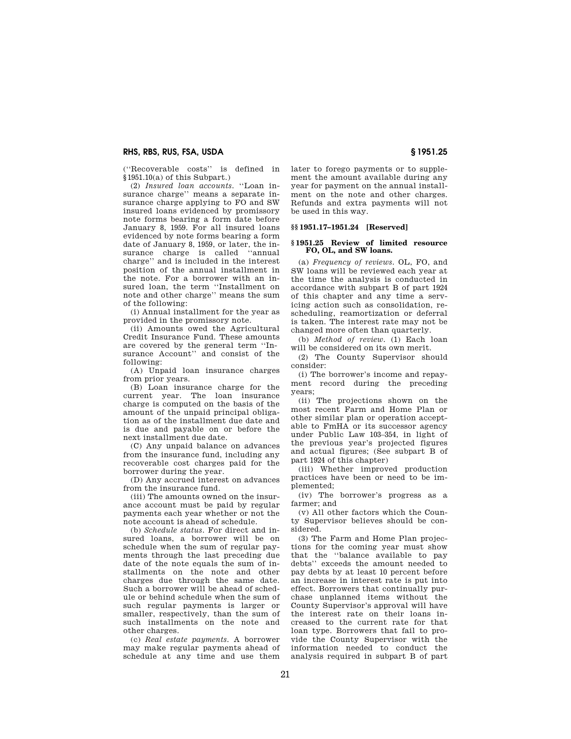("Recoverable costs" is defined in §1951.10(a) of this Subpart.)

(2) *Insured loan accounts.* "Loan insurance charge" means a separate insurance charge applying to FO and SW insured loans evidenced by promissory note forms bearing a form date before January 8, 1959. For all insured loans evidenced by note forms bearing a form date of January 8, 1959, or later, the insurance charge is called "annual charge" and is included in the interest position of the annual installment in the note. For a borrower with an insured loan, the term "Installment on note and other charge" means the sum of the following:

(i) Annual installment for the year as provided in the promissory note.

(ii) Amounts owed the Agricultural Credit Insurance Fund. These amounts are covered by the general term "Insurance Account" and consist of the following:

(A) Unpaid loan insurance charges from prior years.

(B) Loan insurance charge for the current year. The loan insurance charge is computed on the basis of the amount of the unpaid principal obligation as of the installment due date and is due and payable on or before the next installment due date.

(C) Any unpaid balance on advances from the insurance fund, including any recoverable cost charges paid for the borrower during the year.

(D) Any accrued interest on advances from the insurance fund.

(iii) The amounts owned on the insurance account must be paid by regular payments each year whether or not the note account is ahead of schedule.

(b) *Schedule status.* For direct and insured loans, a borrower will be on schedule when the sum of regular payments through the last preceding due date of the note equals the sum of installments on the note and other charges due through the same date. Such a borrower will be ahead of schedule or behind schedule when the sum of such regular payments is larger or smaller, respectively, than the sum of such installments on the note and other charges.

(c) *Real estate payments.* A borrower may make regular payments ahead of schedule at any time and use them later to forego payments or to supplement the amount available during any year for payment on the annual installment on the note and other charges. Refunds and extra payments will not be used in this way.

### §§ 1951.17–1951.24 [Reserved]

### § 1951.25 Review of limited resource FO, OL, and SW loans.

(a) *Frequency of reviews.* OL, FO, and SW loans will be reviewed each year at the time the analysis is conducted in accordance with subpart B of part 1924 of this chapter and any time a servicing action such as consolidation, rescheduling, reamortization or deferral is taken. The interest rate may not be changed more often than quarterly.

(b) *Method of review.* (1) Each loan will be considered on its own merit.

(2) The County Supervisor should consider:

(i) The borrower's income and repayment record during the preceding years;

(ii) The projections shown on the most recent Farm and Home Plan or other similar plan or operation acceptable to FmHA or its successor agency under Public Law 103–354, in light of the previous year's projected figures and actual figures; (See subpart B of part 1924 of this chapter)

(iii) Whether improved production practices have been or need to be implemented;

(iv) The borrower's progress as a farmer; and

(v) All other factors which the County Supervisor believes should be considered.

(3) The Farm and Home Plan projections for the coming year must show that the "balance available to pay debts" exceeds the amount needed to pay debts by at least 10 percent before an increase in interest rate is put into effect. Borrowers that continually purchase unplanned items without the County Supervisor's approval will have the interest rate on their loans increased to the current rate for that loan type. Borrowers that fail to provide the County Supervisor with the information needed to conduct the analysis required in subpart B of part